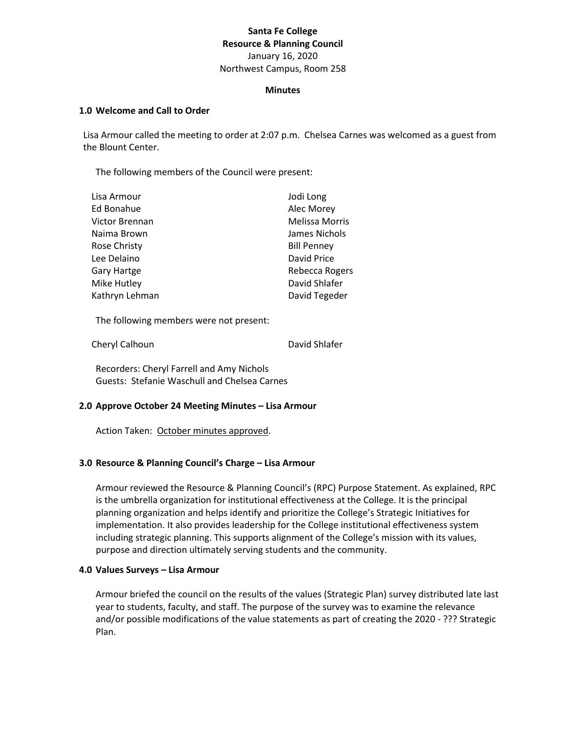**Santa Fe College**
**Resource & Planning Council**
January 16, 2020
Northwest Campus, Room 258

**Minutes**

## 1.0 Welcome and Call to Order

Lisa Armour called the meeting to order at 2:07 p.m. Chelsea Carnes was welcomed as a guest from the Blount Center.

The following members of the Council were present:

| | |
|---|---|
| Lisa Armour | Jodi Long |
| Ed Bonahue | Alec Morey |
| Victor Brennan | Melissa Morris |
| Naima Brown | James Nichols |
| Rose Christy | Bill Penney |
| Lee Delaino | David Price |
| Gary Hartge | Rebecca Rogers |
| Mike Hutley | David Shlafer |
| Kathryn Lehman | David Tegeder |

The following members were not present:

| | |
|---|---|
| Cheryl Calhoun | David Shlafer |

Recorders: Cheryl Farrell and Amy Nichols
Guests: Stefanie Waschull and Chelsea Carnes

## 2.0 Approve October 24 Meeting Minutes – Lisa Armour

Action Taken: <u>October minutes approved</u>.

## 3.0 Resource & Planning Council's Charge – Lisa Armour

Armour reviewed the Resource & Planning Council's (RPC) Purpose Statement. As explained, RPC is the umbrella organization for institutional effectiveness at the College. It is the principal planning organization and helps identify and prioritize the College's Strategic Initiatives for implementation. It also provides leadership for the College institutional effectiveness system including strategic planning. This supports alignment of the College's mission with its values, purpose and direction ultimately serving students and the community.

## 4.0 Values Surveys – Lisa Armour

Armour briefed the council on the results of the values (Strategic Plan) survey distributed late last year to students, faculty, and staff. The purpose of the survey was to examine the relevance and/or possible modifications of the value statements as part of creating the 2020 - ??? Strategic Plan.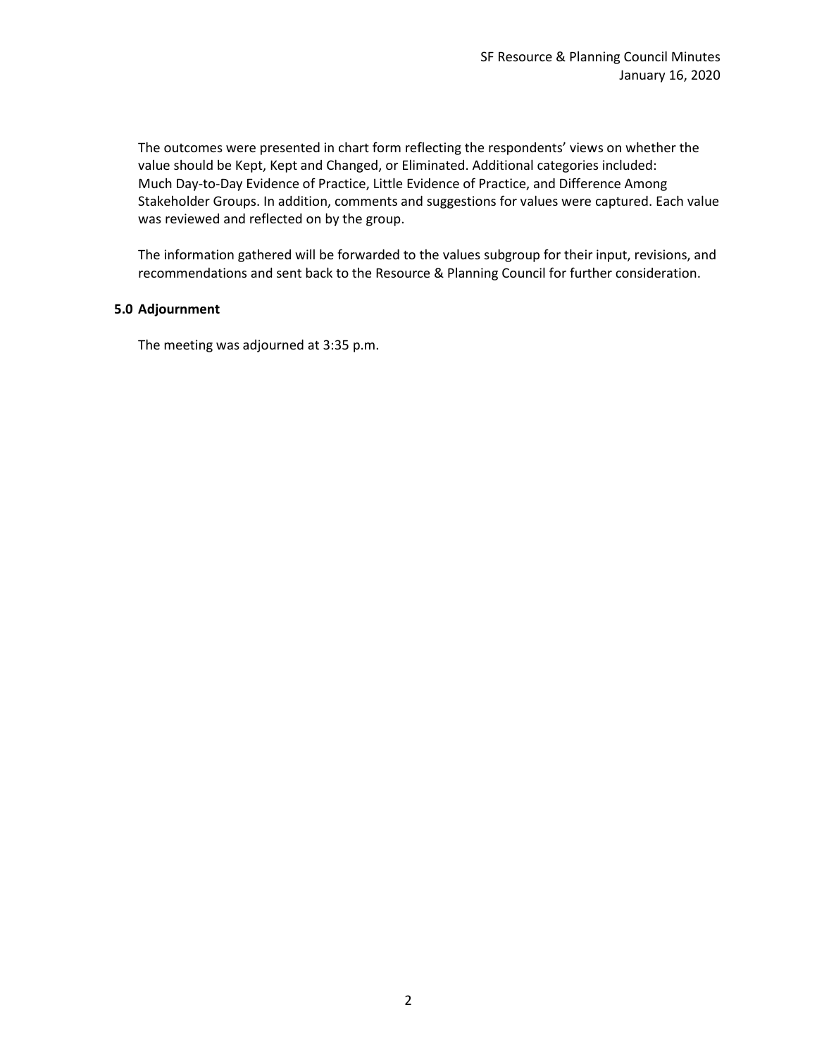The outcomes were presented in chart form reflecting the respondents' views on whether the value should be Kept, Kept and Changed, or Eliminated. Additional categories included: Much Day-to-Day Evidence of Practice, Little Evidence of Practice, and Difference Among Stakeholder Groups. In addition, comments and suggestions for values were captured. Each value was reviewed and reflected on by the group.

The information gathered will be forwarded to the values subgroup for their input, revisions, and recommendations and sent back to the Resource & Planning Council for further consideration.

**5.0 Adjournment**

The meeting was adjourned at 3:35 p.m.